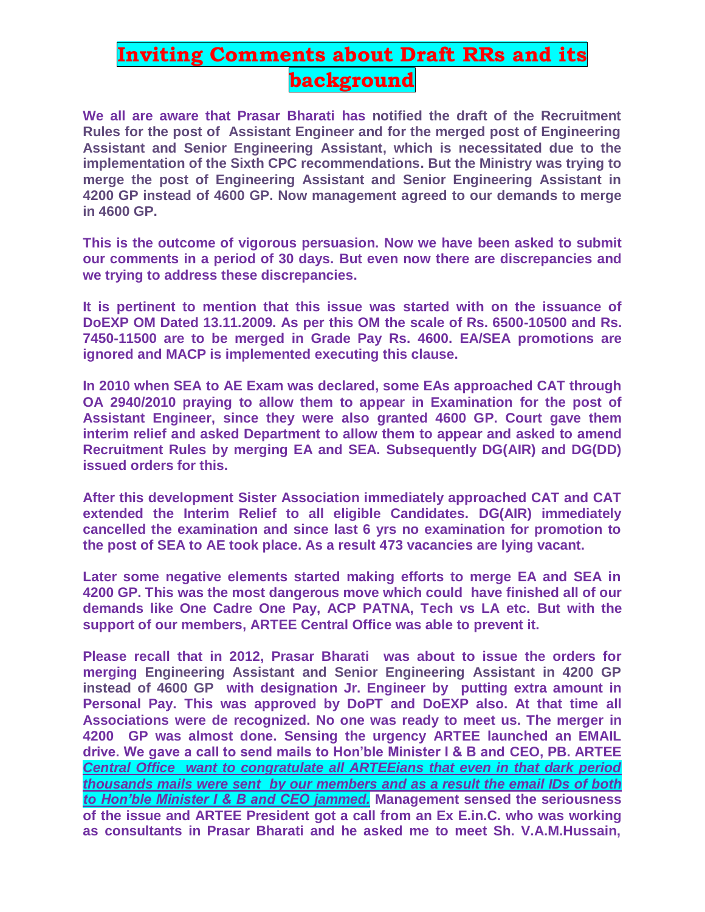# Inviting Comments about Draft RRs and its background

**We all are aware that Prasar Bharati has notified the draft of the Recruitment Rules for the post of Assistant Engineer and for the merged post of Engineering Assistant and Senior Engineering Assistant, which is necessitated due to the implementation of the Sixth CPC recommendations. But the Ministry was trying to merge the post of Engineering Assistant and Senior Engineering Assistant in 4200 GP instead of 4600 GP. Now management agreed to our demands to merge in 4600 GP.**

**This is the outcome of vigorous persuasion. Now we have been asked to submit our comments in a period of 30 days. But even now there are discrepancies and we trying to address these discrepancies.**

**It is pertinent to mention that this issue was started with on the issuance of DoEXP OM Dated 13.11.2009. As per this OM the scale of Rs. 6500-10500 and Rs. 7450-11500 are to be merged in Grade Pay Rs. 4600. EA/SEA promotions are ignored and MACP is implemented executing this clause.**

**In 2010 when SEA to AE Exam was declared, some EAs approached CAT through OA 2940/2010 praying to allow them to appear in Examination for the post of Assistant Engineer, since they were also granted 4600 GP. Court gave them interim relief and asked Department to allow them to appear and asked to amend Recruitment Rules by merging EA and SEA. Subsequently DG(AIR) and DG(DD) issued orders for this.**

**After this development Sister Association immediately approached CAT and CAT extended the Interim Relief to all eligible Candidates. DG(AIR) immediately cancelled the examination and since last 6 yrs no examination for promotion to the post of SEA to AE took place. As a result 473 vacancies are lying vacant.**

**Later some negative elements started making efforts to merge EA and SEA in 4200 GP. This was the most dangerous move which could have finished all of our demands like One Cadre One Pay, ACP PATNA, Tech vs LA etc. But with the support of our members, ARTEE Central Office was able to prevent it.**

**Please recall that in 2012, Prasar Bharati was about to issue the orders for merging Engineering Assistant and Senior Engineering Assistant in 4200 GP instead of 4600 GP with designation Jr. Engineer by putting extra amount in Personal Pay. This was approved by DoPT and DoEXP also. At that time all Associations were de recognized. No one was ready to meet us. The merger in 4200 GP was almost done. Sensing the urgency ARTEE launched an EMAIL drive. We gave a call to send mails to Hon'ble Minister I & B and CEO, PB. ARTEE** ***Central Office want to congratulate all ARTEEians that even in that dark period thousands mails were sent by our members and as a result the email IDs of both to Hon'ble Minister I & B and CEO jammed.*** **Management sensed the seriousness of the issue and ARTEE President got a call from an Ex E.in.C. who was working as consultants in Prasar Bharati and he asked me to meet Sh. V.A.M.Hussain,**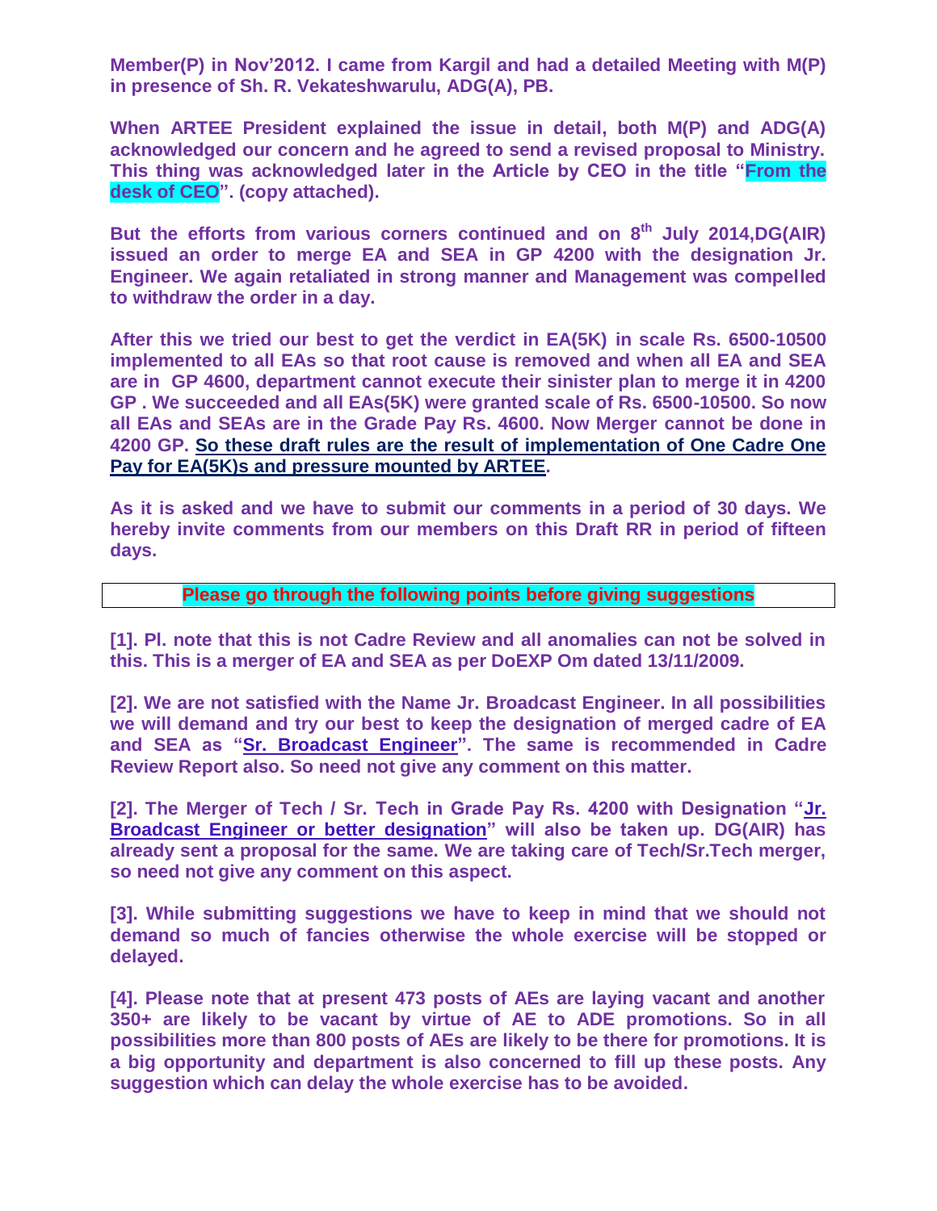**Member(P) in Nov'2012. I came from Kargil and had a detailed Meeting with M(P) in presence of Sh. R. Vekateshwarulu, ADG(A), PB.**

**When ARTEE President explained the issue in detail, both M(P) and ADG(A) acknowledged our concern and he agreed to send a revised proposal to Ministry. This thing was acknowledged later in the Article by CEO in the title "From the desk of CEO". (copy attached).**

**But the efforts from various corners continued and on 8th July 2014,DG(AIR) issued an order to merge EA and SEA in GP 4200 with the designation Jr. Engineer. We again retaliated in strong manner and Management was compelled to withdraw the order in a day.**

**After this we tried our best to get the verdict in EA(5K) in scale Rs. 6500-10500 implemented to all EAs so that root cause is removed and when all EA and SEA are in GP 4600, department cannot execute their sinister plan to merge it in 4200 GP . We succeeded and all EAs(5K) were granted scale of Rs. 6500-10500. So now all EAs and SEAs are in the Grade Pay Rs. 4600. Now Merger cannot be done in 4200 GP. <u>So these draft rules are the result of implementation of One Cadre One Pay for EA(5K)s and pressure mounted by ARTEE</u>.**

**As it is asked and we have to submit our comments in a period of 30 days. We hereby invite comments from our members on this Draft RR in period of fifteen days.**

**Please go through the following points before giving suggestions**

**[1]. Pl. note that this is not Cadre Review and all anomalies can not be solved in this. This is a merger of EA and SEA as per DoEXP Om dated 13/11/2009.**

**[2]. We are not satisfied with the Name Jr. Broadcast Engineer. In all possibilities we will demand and try our best to keep the designation of merged cadre of EA and SEA as "<u>Sr. Broadcast Engineer</u>". The same is recommended in Cadre Review Report also. So need not give any comment on this matter.**

**[2]. The Merger of Tech / Sr. Tech in Grade Pay Rs. 4200 with Designation "<u>Jr. Broadcast Engineer or better designation</u>" will also be taken up. DG(AIR) has already sent a proposal for the same. We are taking care of Tech/Sr.Tech merger, so need not give any comment on this aspect.**

**[3]. While submitting suggestions we have to keep in mind that we should not demand so much of fancies otherwise the whole exercise will be stopped or delayed.**

**[4]. Please note that at present 473 posts of AEs are laying vacant and another 350+ are likely to be vacant by virtue of AE to ADE promotions. So in all possibilities more than 800 posts of AEs are likely to be there for promotions. It is a big opportunity and department is also concerned to fill up these posts. Any suggestion which can delay the whole exercise has to be avoided.**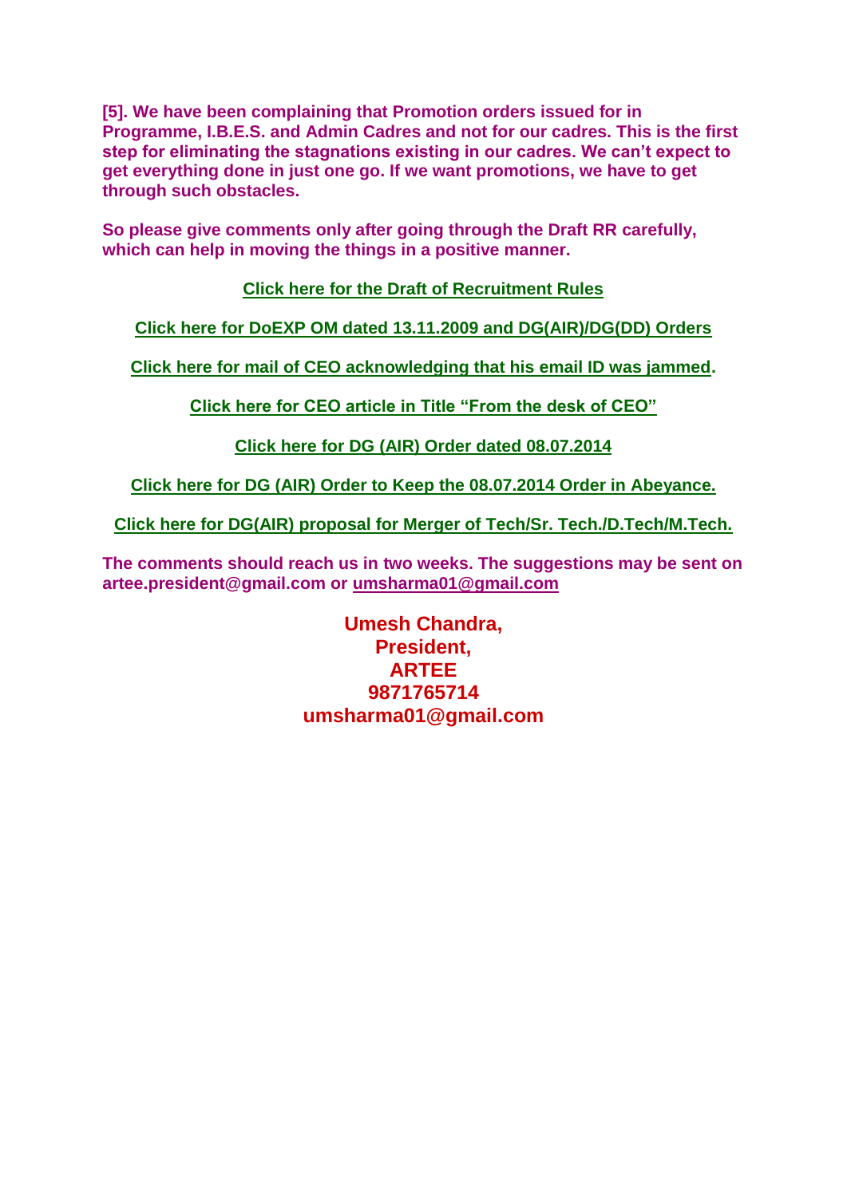**[5]. We have been complaining that Promotion orders issued for in Programme, I.B.E.S. and Admin Cadres and not for our cadres. This is the first step for eliminating the stagnations existing in our cadres. We can't expect to get everything done in just one go. If we want promotions, we have to get through such obstacles.**

**So please give comments only after going through the Draft RR carefully, which can help in moving the things in a positive manner.**

**Click here for the Draft of Recruitment Rules**

**Click here for DoEXP OM dated 13.11.2009 and DG(AIR)/DG(DD) Orders**

**Click here for mail of CEO acknowledging that his email ID was jammed.**

**Click here for CEO article in Title "From the desk of CEO"**

**Click here for DG (AIR) Order dated 08.07.2014**

**Click here for DG (AIR) Order to Keep the 08.07.2014 Order in Abeyance.**

**Click here for DG(AIR) proposal for Merger of Tech/Sr. Tech./D.Tech/M.Tech.**

**The comments should reach us in two weeks. The suggestions may be sent on artee.president@gmail.com or umsharma01@gmail.com**

**Umesh Chandra,**
**President,**
**ARTEE**
**9871765714**
**umsharma01@gmail.com**